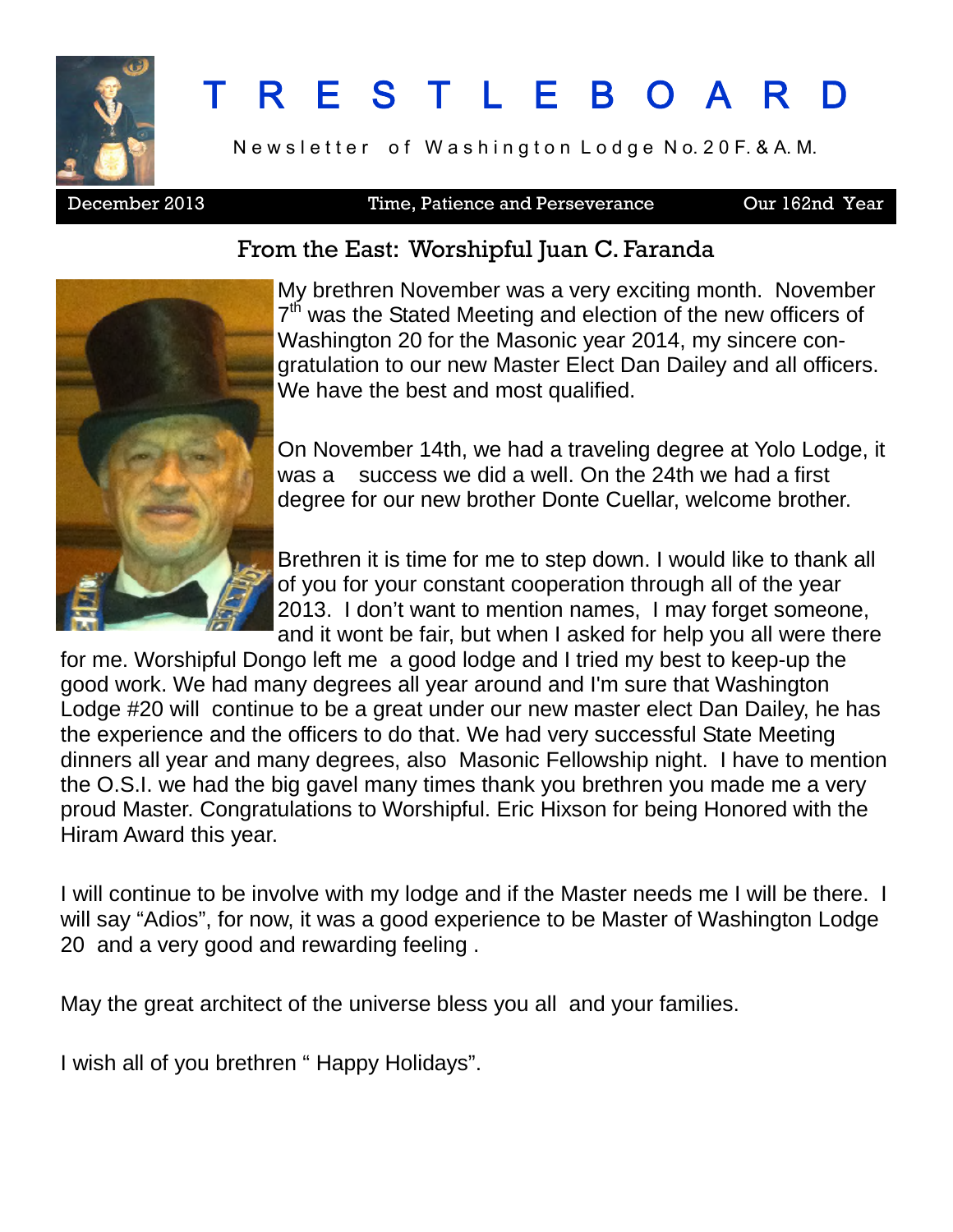# TRESTLEBOARD

Newsletter of Washington Lodge No. 20 F. & A. M.

December 2013 | Time, Patience and Perseverance | Our 162nd Year

## From the East: Worshipful Juan C. Faranda

My brethren November was a very exciting month. November 7th was the Stated Meeting and election of the new officers of Washington 20 for the Masonic year 2014, my sincere congratulation to our new Master Elect Dan Dailey and all officers. We have the best and most qualified.

On November 14th, we had a traveling degree at Yolo Lodge, it was a success we did a well. On the 24th we had a first degree for our new brother Donte Cuellar, welcome brother.

Brethren it is time for me to step down. I would like to thank all of you for your constant cooperation through all of the year 2013. I don't want to mention names, I may forget someone, and it wont be fair, but when I asked for help you all were there for me. Worshipful Dongo left me a good lodge and I tried my best to keep-up the good work. We had many degrees all year around and I'm sure that Washington Lodge #20 will continue to be a great under our new master elect Dan Dailey, he has the experience and the officers to do that. We had very successful State Meeting dinners all year and many degrees, also Masonic Fellowship night. I have to mention the O.S.I. we had the big gavel many times thank you brethren you made me a very proud Master. Congratulations to Worshipful. Eric Hixson for being Honored with the Hiram Award this year.

I will continue to be involve with my lodge and if the Master needs me I will be there. I will say "Adios", for now, it was a good experience to be Master of Washington Lodge 20 and a very good and rewarding feeling .

May the great architect of the universe bless you all and your families.

I wish all of you brethren " Happy Holidays".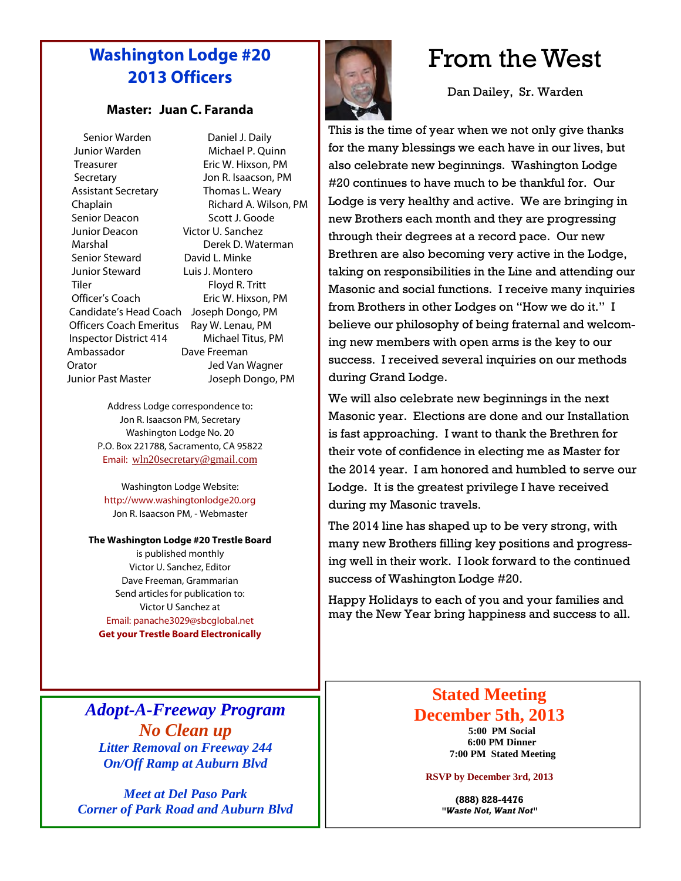## Washington Lodge #20 2013 Officers

**Master: Juan C. Faranda**

| Office | Name |
|---|---|
| Senior Warden | Daniel J. Daily |
| Junior Warden | Michael P. Quinn |
| Treasurer | Eric W. Hixson, PM |
| Secretary | Jon R. Isaacson, PM |
| Assistant Secretary | Thomas L. Weary |
| Chaplain | Richard A. Wilson, PM |
| Senior Deacon | Scott J. Goode |
| Junior Deacon | Victor U. Sanchez |
| Marshal | Derek D. Waterman |
| Senior Steward | David L. Minke |
| Junior Steward | Luis J. Montero |
| Tiler | Floyd R. Tritt |
| Officer's Coach | Eric W. Hixson, PM |
| Candidate's Head Coach | Joseph Dongo, PM |
| Officers Coach Emeritus | Ray W. Lenau, PM |
| Inspector District 414 | Michael Titus, PM |
| Ambassador | Dave Freeman |
| Orator | Jed Van Wagner |
| Junior Past Master | Joseph Dongo, PM |

Address Lodge correspondence to:
Jon R. Isaacson PM, Secretary
Washington Lodge No. 20
P.O. Box 221788, Sacramento, CA 95822
Email: wln20secretary@gmail.com

Washington Lodge Website:
http://www.washingtonlodge20.org
Jon R. Isaacson PM, - Webmaster

**The Washington Lodge #20 Trestle Board**
is published monthly
Victor U. Sanchez, Editor
Dave Freeman, Grammarian
Send articles for publication to:
Victor U Sanchez at
Email: panache3029@sbcglobal.net
**Get your Trestle Board Electronically**

# From the West

Dan Dailey, Sr. Warden

This is the time of year when we not only give thanks for the many blessings we each have in our lives, but also celebrate new beginnings. Washington Lodge #20 continues to have much to be thankful for. Our Lodge is very healthy and active. We are bringing in new Brothers each month and they are progressing through their degrees at a record pace. Our new Brethren are also becoming very active in the Lodge, taking on responsibilities in the Line and attending our Masonic and social functions. I receive many inquiries from Brothers in other Lodges on "How we do it." I believe our philosophy of being fraternal and welcoming new members with open arms is the key to our success. I received several inquiries on our methods during Grand Lodge.

We will also celebrate new beginnings in the next Masonic year. Elections are done and our Installation is fast approaching. I want to thank the Brethren for their vote of confidence in electing me as Master for the 2014 year. I am honored and humbled to serve our Lodge. It is the greatest privilege I have received during my Masonic travels.

The 2014 line has shaped up to be very strong, with many new Brothers filling key positions and progressing well in their work. I look forward to the continued success of Washington Lodge #20.

Happy Holidays to each of you and your families and may the New Year bring happiness and success to all.

## *Adopt-A-Freeway Program*

***No Clean up***

***Litter Removal on Freeway 244***
***On/Off Ramp at Auburn Blvd***

***Meet at Del Paso Park***
***Corner of Park Road and Auburn Blvd***

## Stated Meeting
## December 5th, 2013

**5:00 PM Social**
**6:00 PM Dinner**
**7:00 PM Stated Meeting**

**RSVP by December 3rd, 2013**

**(888) 828-4476**
**"*Waste Not, Want Not*"**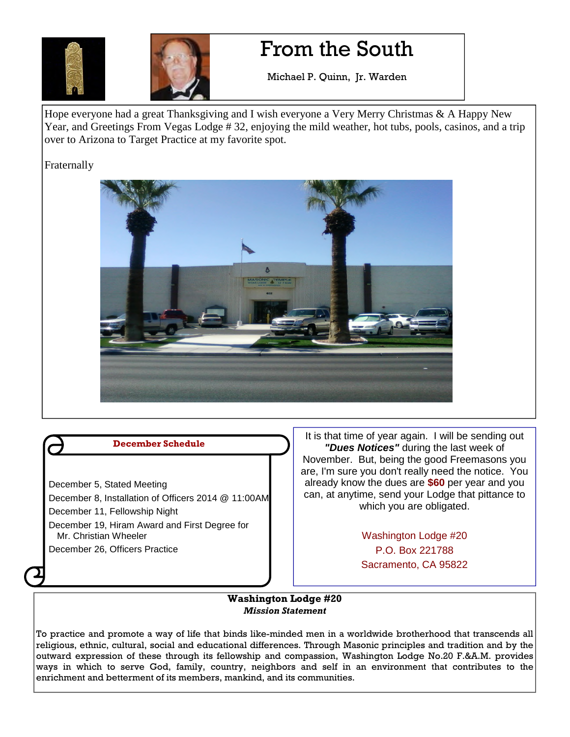# From the South

Michael P. Quinn, Jr. Warden

Hope everyone had a great Thanksgiving and I wish everyone a Very Merry Christmas & A Happy New Year, and Greetings From Vegas Lodge # 32, enjoying the mild weather, hot tubs, pools, casinos, and a trip over to Arizona to Target Practice at my favorite spot.

Fraternally

**December Schedule**

December 5, Stated Meeting
December 8, Installation of Officers 2014 @ 11:00AM
December 11, Fellowship Night
December 19, Hiram Award and First Degree for Mr. Christian Wheeler
December 26, Officers Practice

It is that time of year again. I will be sending out ***"Dues Notices"*** during the last week of November. But, being the good Freemasons you are, I'm sure you don't really need the notice. You already know the dues are **$60** per year and you can, at anytime, send your Lodge that pittance to which you are obligated.

Washington Lodge #20
P.O. Box 221788
Sacramento, CA 95822

**Washington Lodge #20**
***Mission Statement***

To practice and promote a way of life that binds like-minded men in a worldwide brotherhood that transcends all religious, ethnic, cultural, social and educational differences. Through Masonic principles and tradition and by the outward expression of these through its fellowship and compassion, Washington Lodge No.20 F.&A.M. provides ways in which to serve God, family, country, neighbors and self in an environment that contributes to the enrichment and betterment of its members, mankind, and its communities.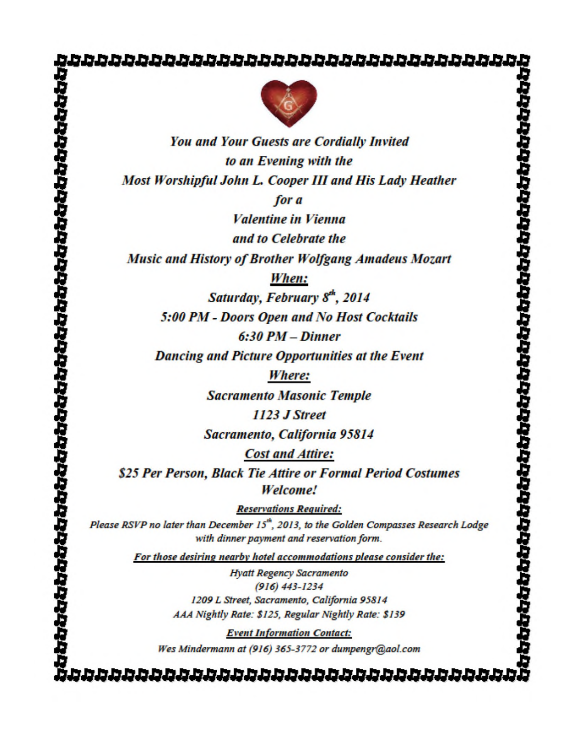***You and Your Guests are Cordially Invited***
***to an Evening with the***
***Most Worshipful John L. Cooper III and His Lady Heather***
***for a***
***Valentine in Vienna***
***and to Celebrate the***
***Music and History of Brother Wolfgang Amadeus Mozart***

***<u>When:</u>***

***Saturday, February 8th, 2014***
***5:00 PM - Doors Open and No Host Cocktails***
***6:30 PM – Dinner***
***Dancing and Picture Opportunities at the Event***

***<u>Where:</u>***

***Sacramento Masonic Temple***
***1123 J Street***
***Sacramento, California 95814***

***<u>Cost and Attire:</u>***

***$25 Per Person, Black Tie Attire or Formal Period Costumes Welcome!***

***<u>Reservations Required:</u>***

*Please RSVP no later than December 15th, 2013, to the Golden Compasses Research Lodge with dinner payment and reservation form.*

***<u>For those desiring nearby hotel accommodations please consider the:</u>***

*Hyatt Regency Sacramento*
*(916) 443-1234*
*1209 L Street, Sacramento, California 95814*
*AAA Nightly Rate: $125, Regular Nightly Rate: $139*

***<u>Event Information Contact:</u>***

*Wes Mindermann at (916) 365-3772 or dumpengr@aol.com*